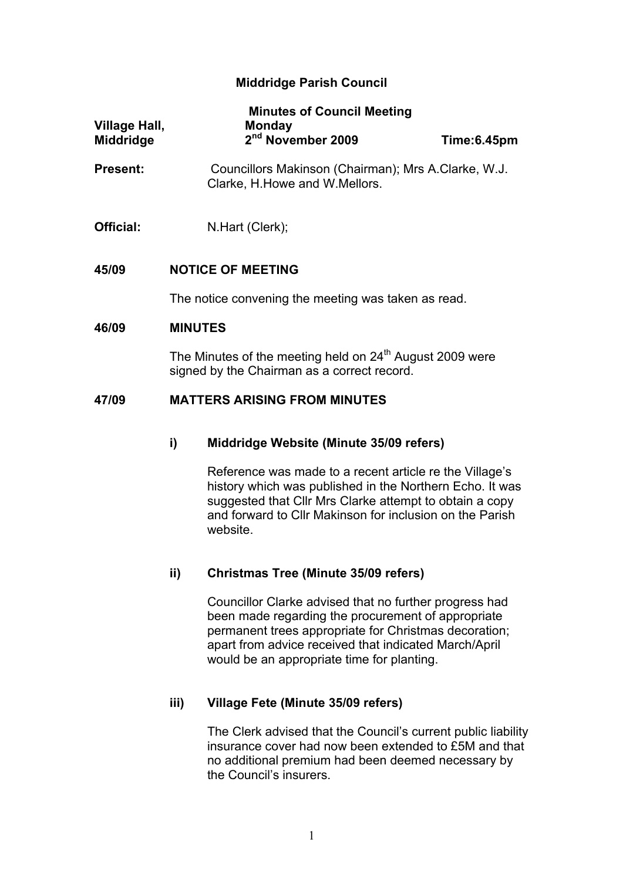# Middridge Parish Council

## Minutes of Council Meeting

**Village Hall, Middridge** | **Monday 2nd November 2009** | **Time:6.45pm**

**Present:** Councillors Makinson (Chairman); Mrs A.Clarke, W.J. Clarke, H.Howe and W.Mellors.

**Official:** N.Hart (Clerk);

### 45/09 NOTICE OF MEETING

The notice convening the meeting was taken as read.

### 46/09 MINUTES

The Minutes of the meeting held on 24th August 2009 were signed by the Chairman as a correct record.

### 47/09 MATTERS ARISING FROM MINUTES

**i) Middridge Website (Minute 35/09 refers)**

Reference was made to a recent article re the Village's history which was published in the Northern Echo. It was suggested that Cllr Mrs Clarke attempt to obtain a copy and forward to Cllr Makinson for inclusion on the Parish website.

**ii) Christmas Tree (Minute 35/09 refers)**

Councillor Clarke advised that no further progress had been made regarding the procurement of appropriate permanent trees appropriate for Christmas decoration; apart from advice received that indicated March/April would be an appropriate time for planting.

**iii) Village Fete (Minute 35/09 refers)**

The Clerk advised that the Council's current public liability insurance cover had now been extended to £5M and that no additional premium had been deemed necessary by the Council's insurers.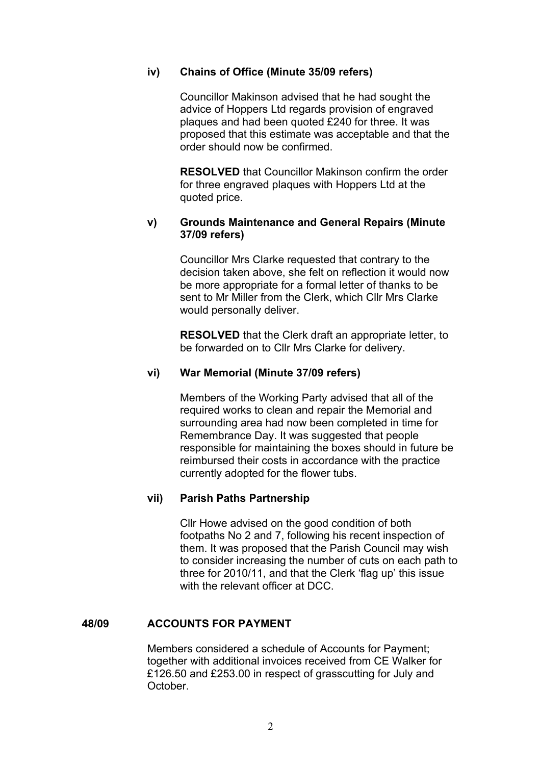**iv) Chains of Office (Minute 35/09 refers)**

Councillor Makinson advised that he had sought the advice of Hoppers Ltd regards provision of engraved plaques and had been quoted £240 for three. It was proposed that this estimate was acceptable and that the order should now be confirmed.

**RESOLVED** that Councillor Makinson confirm the order for three engraved plaques with Hoppers Ltd at the quoted price.

**v) Grounds Maintenance and General Repairs (Minute 37/09 refers)**

Councillor Mrs Clarke requested that contrary to the decision taken above, she felt on reflection it would now be more appropriate for a formal letter of thanks to be sent to Mr Miller from the Clerk, which Cllr Mrs Clarke would personally deliver.

**RESOLVED** that the Clerk draft an appropriate letter, to be forwarded on to Cllr Mrs Clarke for delivery.

**vi) War Memorial (Minute 37/09 refers)**

Members of the Working Party advised that all of the required works to clean and repair the Memorial and surrounding area had now been completed in time for Remembrance Day. It was suggested that people responsible for maintaining the boxes should in future be reimbursed their costs in accordance with the practice currently adopted for the flower tubs.

**vii) Parish Paths Partnership**

Cllr Howe advised on the good condition of both footpaths No 2 and 7, following his recent inspection of them. It was proposed that the Parish Council may wish to consider increasing the number of cuts on each path to three for 2010/11, and that the Clerk 'flag up' this issue with the relevant officer at DCC.

## 48/09 ACCOUNTS FOR PAYMENT

Members considered a schedule of Accounts for Payment; together with additional invoices received from CE Walker for £126.50 and £253.00 in respect of grasscutting for July and October.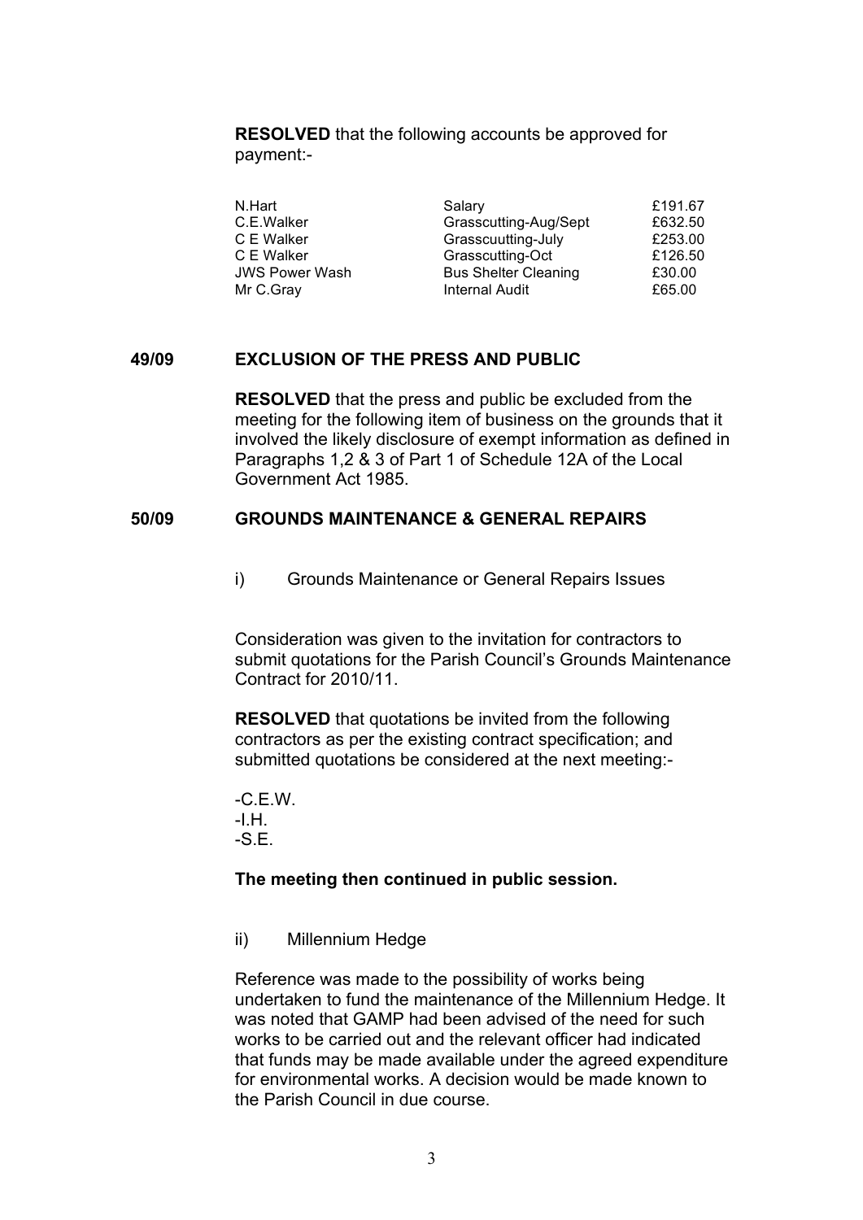**RESOLVED** that the following accounts be approved for payment:-

| | | |
|---|---|---|
| N.Hart | Salary | £191.67 |
| C.E.Walker | Grasscutting-Aug/Sept | £632.50 |
| C E Walker | Grasscuutting-July | £253.00 |
| C E Walker | Grasscutting-Oct | £126.50 |
| JWS Power Wash | Bus Shelter Cleaning | £30.00 |
| Mr C.Gray | Internal Audit | £65.00 |

## 49/09 EXCLUSION OF THE PRESS AND PUBLIC

**RESOLVED** that the press and public be excluded from the meeting for the following item of business on the grounds that it involved the likely disclosure of exempt information as defined in Paragraphs 1,2 & 3 of Part 1 of Schedule 12A of the Local Government Act 1985.

## 50/09 GROUNDS MAINTENANCE & GENERAL REPAIRS

i) Grounds Maintenance or General Repairs Issues

Consideration was given to the invitation for contractors to submit quotations for the Parish Council's Grounds Maintenance Contract for 2010/11.

**RESOLVED** that quotations be invited from the following contractors as per the existing contract specification; and submitted quotations be considered at the next meeting:-

-C.E.W.
-I.H.
-S.E.

**The meeting then continued in public session.**

ii) Millennium Hedge

Reference was made to the possibility of works being undertaken to fund the maintenance of the Millennium Hedge. It was noted that GAMP had been advised of the need for such works to be carried out and the relevant officer had indicated that funds may be made available under the agreed expenditure for environmental works. A decision would be made known to the Parish Council in due course.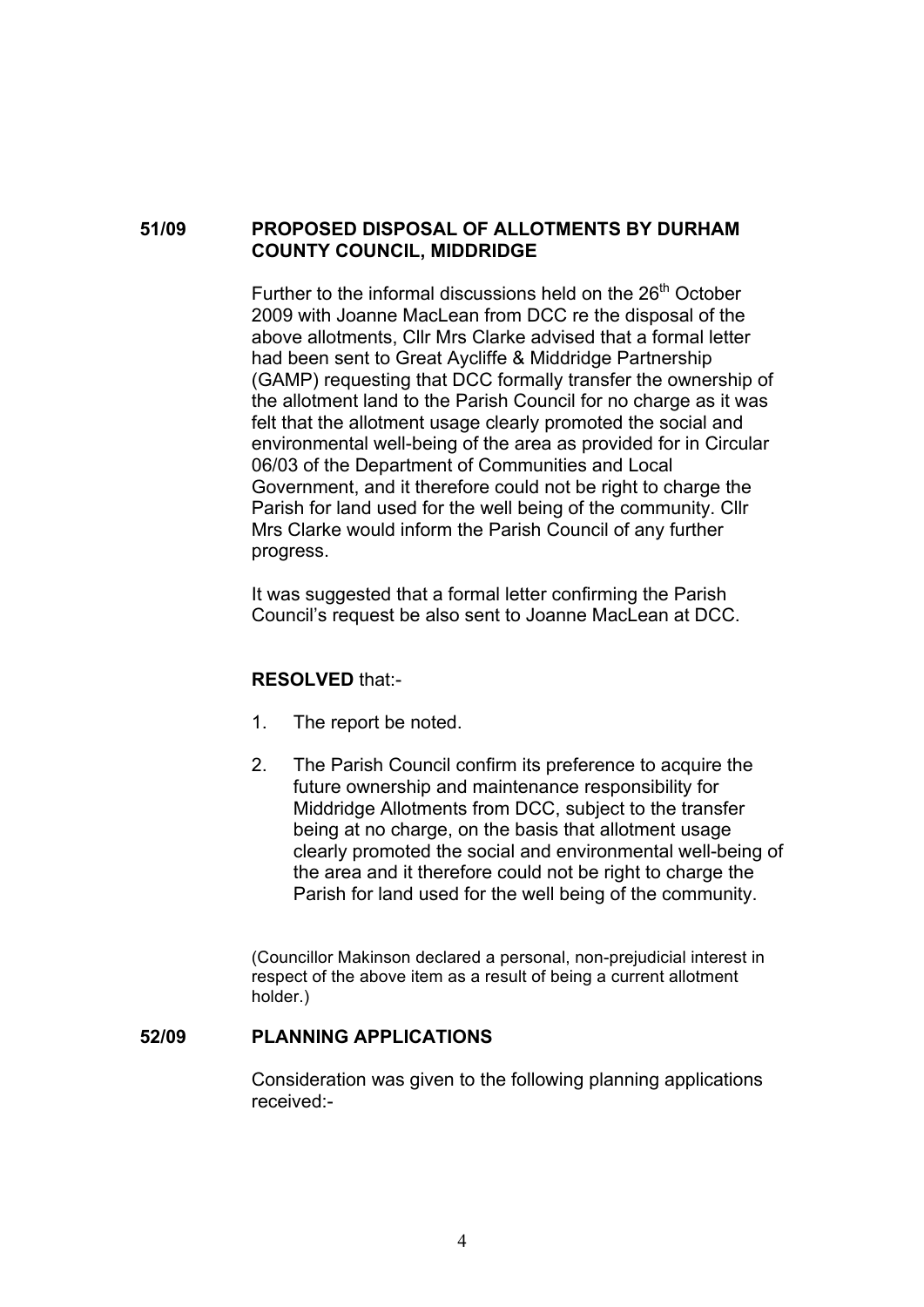**51/09 PROPOSED DISPOSAL OF ALLOTMENTS BY DURHAM COUNTY COUNCIL, MIDDRIDGE**

Further to the informal discussions held on the 26th October 2009 with Joanne MacLean from DCC re the disposal of the above allotments, Cllr Mrs Clarke advised that a formal letter had been sent to Great Aycliffe & Middridge Partnership (GAMP) requesting that DCC formally transfer the ownership of the allotment land to the Parish Council for no charge as it was felt that the allotment usage clearly promoted the social and environmental well-being of the area as provided for in Circular 06/03 of the Department of Communities and Local Government, and it therefore could not be right to charge the Parish for land used for the well being of the community. Cllr Mrs Clarke would inform the Parish Council of any further progress.

It was suggested that a formal letter confirming the Parish Council's request be also sent to Joanne MacLean at DCC.

**RESOLVED** that:-

1. The report be noted.
2. The Parish Council confirm its preference to acquire the future ownership and maintenance responsibility for Middridge Allotments from DCC, subject to the transfer being at no charge, on the basis that allotment usage clearly promoted the social and environmental well-being of the area and it therefore could not be right to charge the Parish for land used for the well being of the community.

(Councillor Makinson declared a personal, non-prejudicial interest in respect of the above item as a result of being a current allotment holder.)

**52/09 PLANNING APPLICATIONS**

Consideration was given to the following planning applications received:-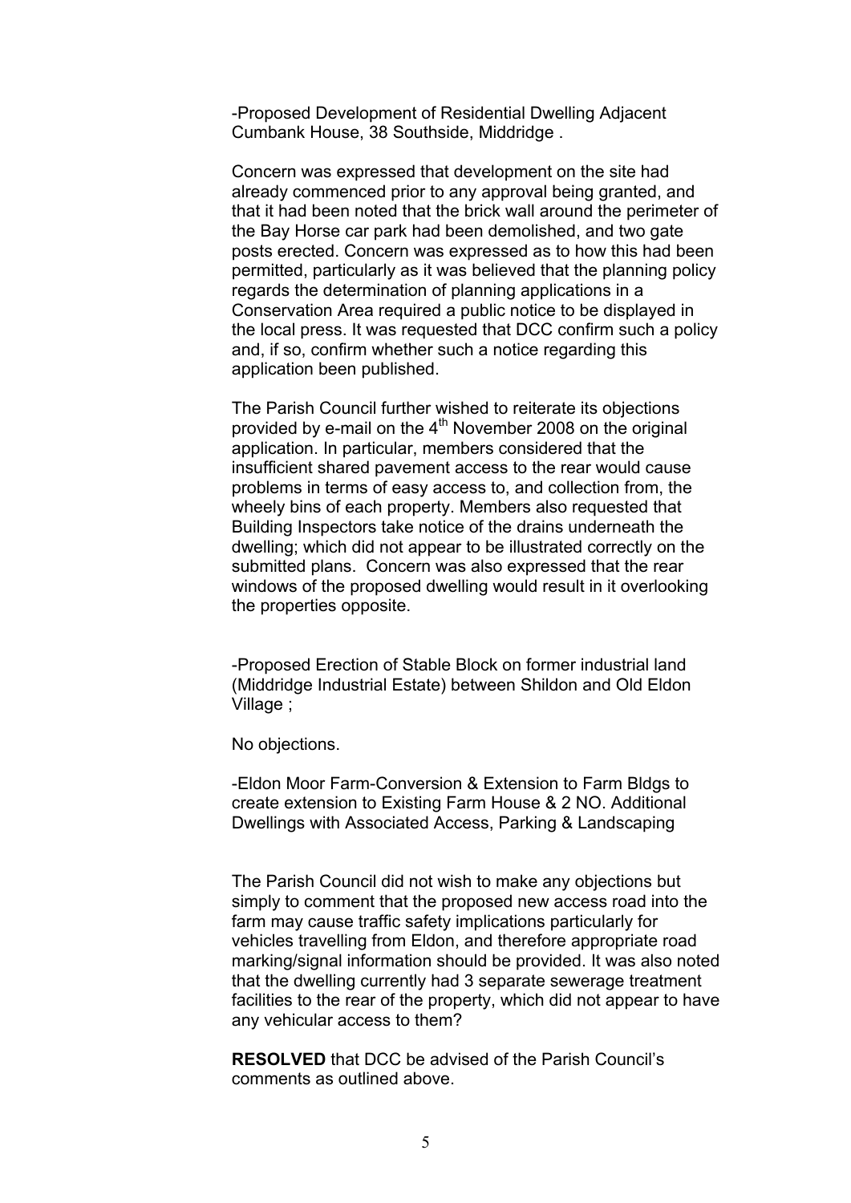-Proposed Development of Residential Dwelling Adjacent Cumbank House, 38 Southside, Middridge .

Concern was expressed that development on the site had already commenced prior to any approval being granted, and that it had been noted that the brick wall around the perimeter of the Bay Horse car park had been demolished, and two gate posts erected. Concern was expressed as to how this had been permitted, particularly as it was believed that the planning policy regards the determination of planning applications in a Conservation Area required a public notice to be displayed in the local press. It was requested that DCC confirm such a policy and, if so, confirm whether such a notice regarding this application been published.

The Parish Council further wished to reiterate its objections provided by e-mail on the 4th November 2008 on the original application. In particular, members considered that the insufficient shared pavement access to the rear would cause problems in terms of easy access to, and collection from, the wheely bins of each property. Members also requested that Building Inspectors take notice of the drains underneath the dwelling; which did not appear to be illustrated correctly on the submitted plans. Concern was also expressed that the rear windows of the proposed dwelling would result in it overlooking the properties opposite.

-Proposed Erection of Stable Block on former industrial land (Middridge Industrial Estate) between Shildon and Old Eldon Village ;

No objections.

-Eldon Moor Farm-Conversion & Extension to Farm Bldgs to create extension to Existing Farm House & 2 NO. Additional Dwellings with Associated Access, Parking & Landscaping

The Parish Council did not wish to make any objections but simply to comment that the proposed new access road into the farm may cause traffic safety implications particularly for vehicles travelling from Eldon, and therefore appropriate road marking/signal information should be provided. It was also noted that the dwelling currently had 3 separate sewerage treatment facilities to the rear of the property, which did not appear to have any vehicular access to them?

**RESOLVED** that DCC be advised of the Parish Council's comments as outlined above.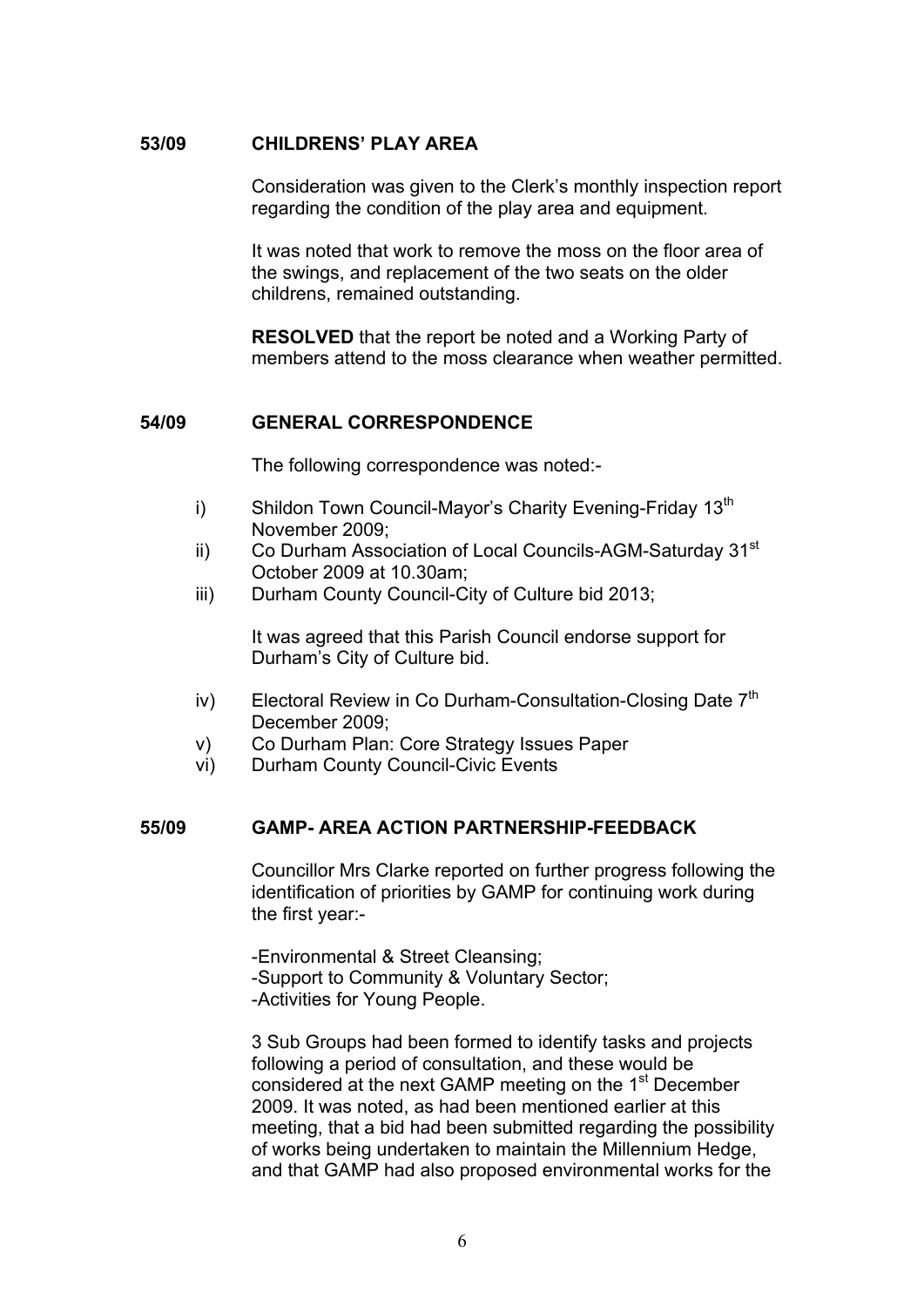## 53/09 CHILDRENS' PLAY AREA

Consideration was given to the Clerk's monthly inspection report regarding the condition of the play area and equipment.

It was noted that work to remove the moss on the floor area of the swings, and replacement of the two seats on the older childrens, remained outstanding.

**RESOLVED** that the report be noted and a Working Party of members attend to the moss clearance when weather permitted.

## 54/09 GENERAL CORRESPONDENCE

The following correspondence was noted:-

i) Shildon Town Council-Mayor's Charity Evening-Friday 13th November 2009;
ii) Co Durham Association of Local Councils-AGM-Saturday 31st October 2009 at 10.30am;
iii) Durham County Council-City of Culture bid 2013;

It was agreed that this Parish Council endorse support for Durham's City of Culture bid.

iv) Electoral Review in Co Durham-Consultation-Closing Date 7th December 2009;
v) Co Durham Plan: Core Strategy Issues Paper
vi) Durham County Council-Civic Events

## 55/09 GAMP- AREA ACTION PARTNERSHIP-FEEDBACK

Councillor Mrs Clarke reported on further progress following the identification of priorities by GAMP for continuing work during the first year:-

-Environmental & Street Cleansing;
-Support to Community & Voluntary Sector;
-Activities for Young People.

3 Sub Groups had been formed to identify tasks and projects following a period of consultation, and these would be considered at the next GAMP meeting on the 1st December 2009. It was noted, as had been mentioned earlier at this meeting, that a bid had been submitted regarding the possibility of works being undertaken to maintain the Millennium Hedge, and that GAMP had also proposed environmental works for the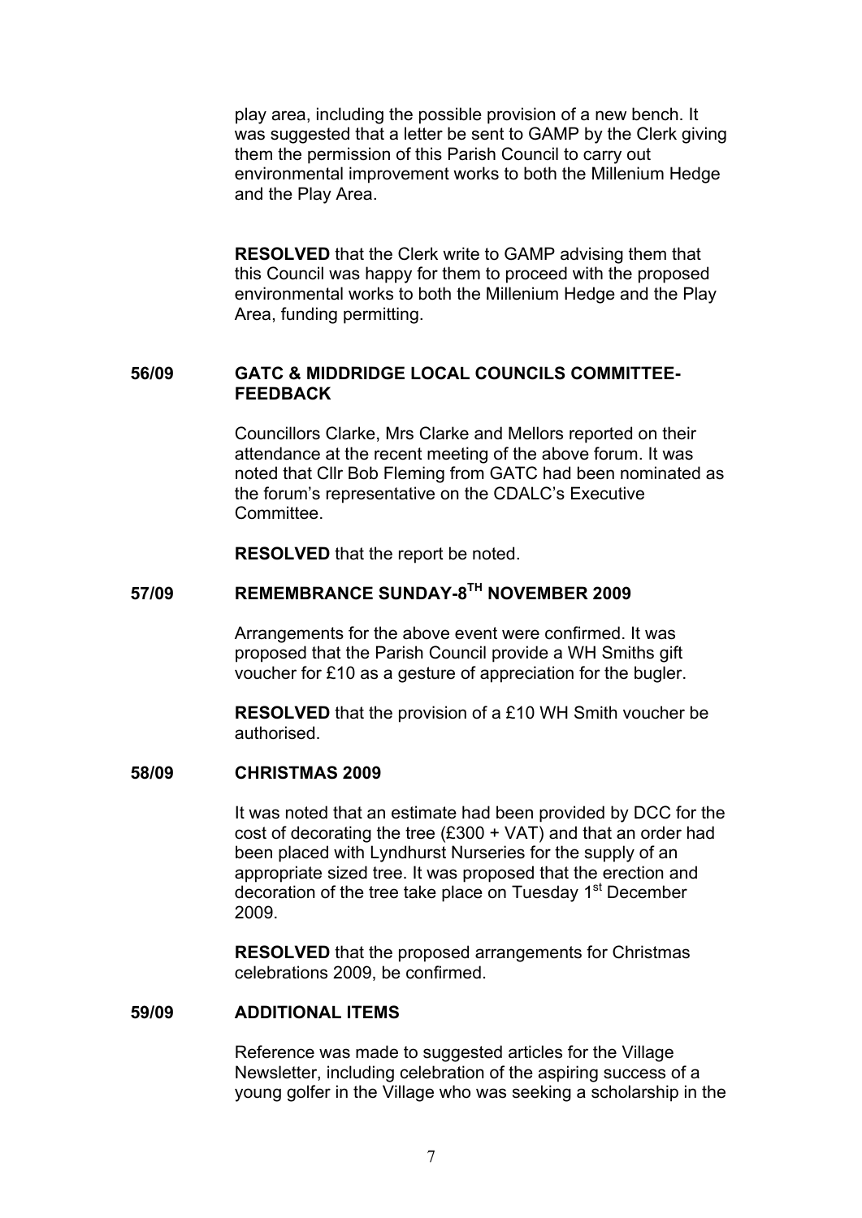play area, including the possible provision of a new bench. It was suggested that a letter be sent to GAMP by the Clerk giving them the permission of this Parish Council to carry out environmental improvement works to both the Millenium Hedge and the Play Area.

**RESOLVED** that the Clerk write to GAMP advising them that this Council was happy for them to proceed with the proposed environmental works to both the Millenium Hedge and the Play Area, funding permitting.

## 56/09 GATC & MIDDRIDGE LOCAL COUNCILS COMMITTEE-FEEDBACK

Councillors Clarke, Mrs Clarke and Mellors reported on their attendance at the recent meeting of the above forum. It was noted that Cllr Bob Fleming from GATC had been nominated as the forum's representative on the CDALC's Executive Committee.

**RESOLVED** that the report be noted.

## 57/09 REMEMBRANCE SUNDAY-8TH NOVEMBER 2009

Arrangements for the above event were confirmed. It was proposed that the Parish Council provide a WH Smiths gift voucher for £10 as a gesture of appreciation for the bugler.

**RESOLVED** that the provision of a £10 WH Smith voucher be authorised.

## 58/09 CHRISTMAS 2009

It was noted that an estimate had been provided by DCC for the cost of decorating the tree (£300 + VAT) and that an order had been placed with Lyndhurst Nurseries for the supply of an appropriate sized tree. It was proposed that the erection and decoration of the tree take place on Tuesday 1st December 2009.

**RESOLVED** that the proposed arrangements for Christmas celebrations 2009, be confirmed.

## 59/09 ADDITIONAL ITEMS

Reference was made to suggested articles for the Village Newsletter, including celebration of the aspiring success of a young golfer in the Village who was seeking a scholarship in the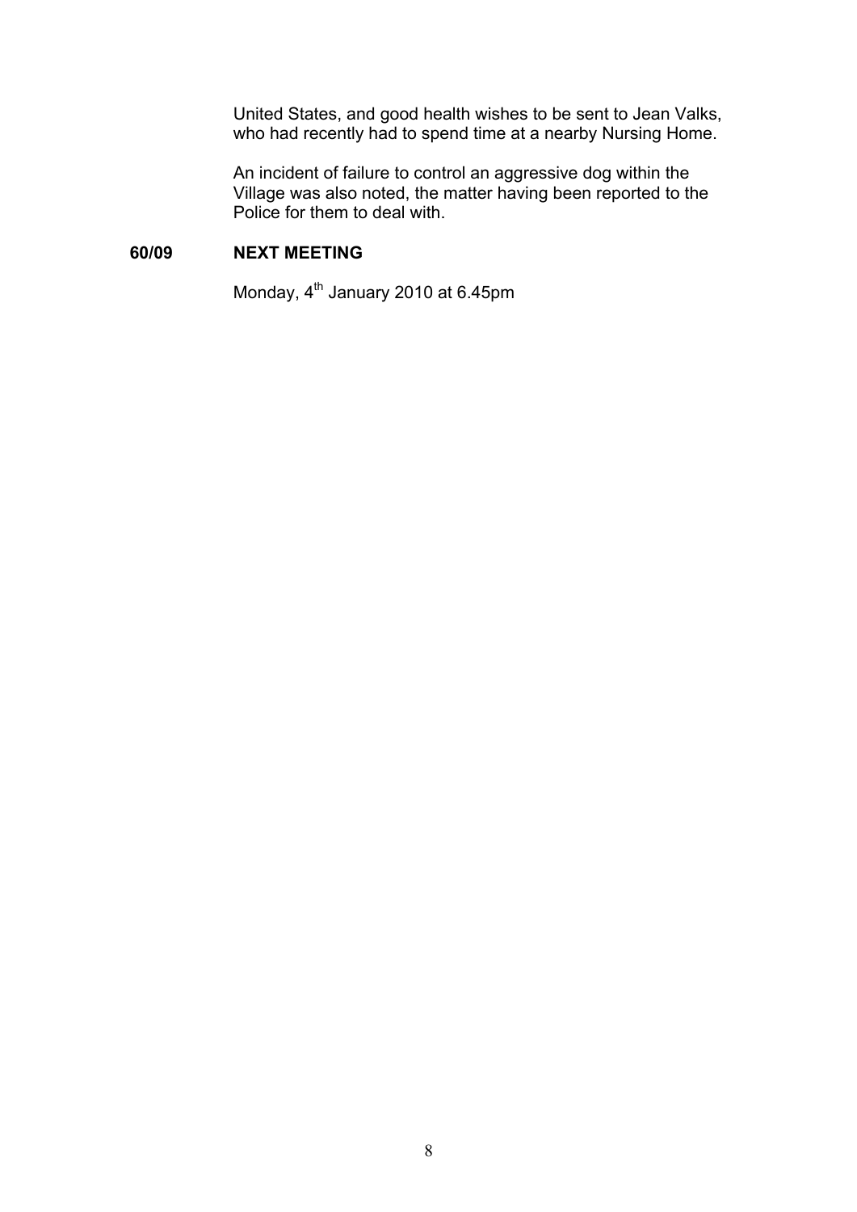United States, and good health wishes to be sent to Jean Valks, who had recently had to spend time at a nearby Nursing Home.

An incident of failure to control an aggressive dog within the Village was also noted, the matter having been reported to the Police for them to deal with.

**60/09 NEXT MEETING**

Monday, 4th January 2010 at 6.45pm